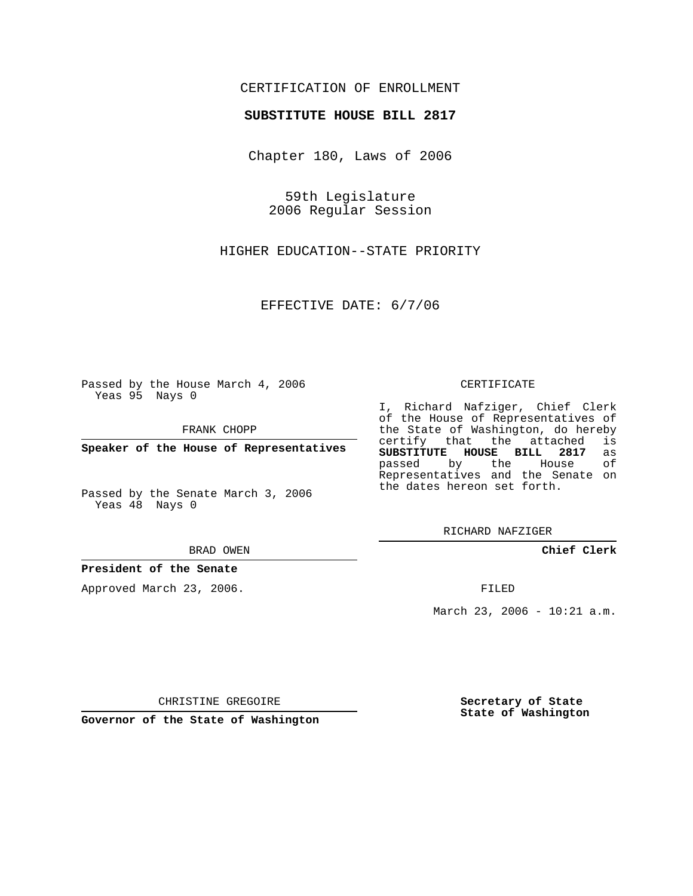CERTIFICATION OF ENROLLMENT

**SUBSTITUTE HOUSE BILL 2817**

Chapter 180, Laws of 2006

59th Legislature
2006 Regular Session

HIGHER EDUCATION--STATE PRIORITY

EFFECTIVE DATE: 6/7/06

Passed by the House March 4, 2006
Yeas 95 Nays 0

FRANK CHOPP

**Speaker of the House of Representatives**

Passed by the Senate March 3, 2006
Yeas 48 Nays 0

BRAD OWEN

**President of the Senate**

Approved March 23, 2006.

CHRISTINE GREGOIRE

**Governor of the State of Washington**

CERTIFICATE

I, Richard Nafziger, Chief Clerk of the House of Representatives of the State of Washington, do hereby certify that the attached is **SUBSTITUTE HOUSE BILL 2817** as passed by the House of Representatives and the Senate on the dates hereon set forth.

RICHARD NAFZIGER

**Chief Clerk**

FILED

March 23, 2006 - 10:21 a.m.

**Secretary of State**
**State of Washington**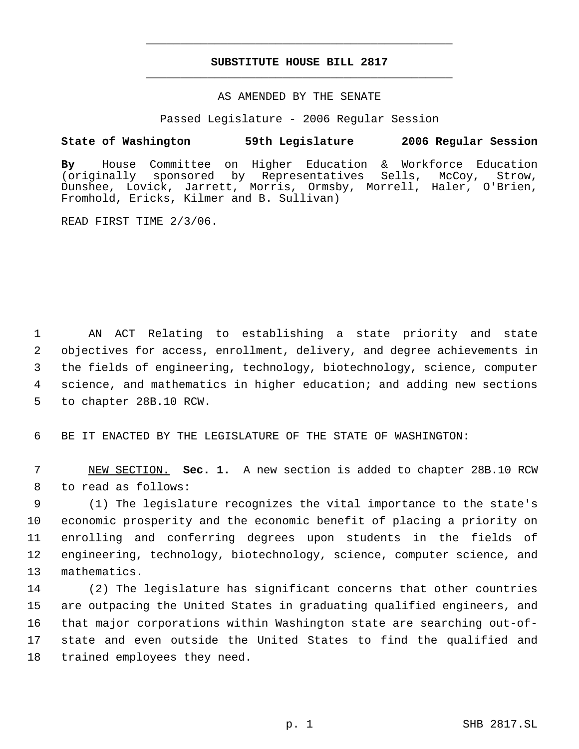# SUBSTITUTE HOUSE BILL 2817

AS AMENDED BY THE SENATE

Passed Legislature - 2006 Regular Session

**State of Washington 59th Legislature 2006 Regular Session**

**By** House Committee on Higher Education & Workforce Education (originally sponsored by Representatives Sells, McCoy, Strow, Dunshee, Lovick, Jarrett, Morris, Ormsby, Morrell, Haler, O'Brien, Fromhold, Ericks, Kilmer and B. Sullivan)

READ FIRST TIME 2/3/06.

AN ACT Relating to establishing a state priority and state objectives for access, enrollment, delivery, and degree achievements in the fields of engineering, technology, biotechnology, science, computer science, and mathematics in higher education; and adding new sections to chapter 28B.10 RCW.

BE IT ENACTED BY THE LEGISLATURE OF THE STATE OF WASHINGTON:

NEW SECTION. **Sec. 1.** A new section is added to chapter 28B.10 RCW to read as follows:

(1) The legislature recognizes the vital importance to the state's economic prosperity and the economic benefit of placing a priority on enrolling and conferring degrees upon students in the fields of engineering, technology, biotechnology, science, computer science, and mathematics.

(2) The legislature has significant concerns that other countries are outpacing the United States in graduating qualified engineers, and that major corporations within Washington state are searching out-of-state and even outside the United States to find the qualified and trained employees they need.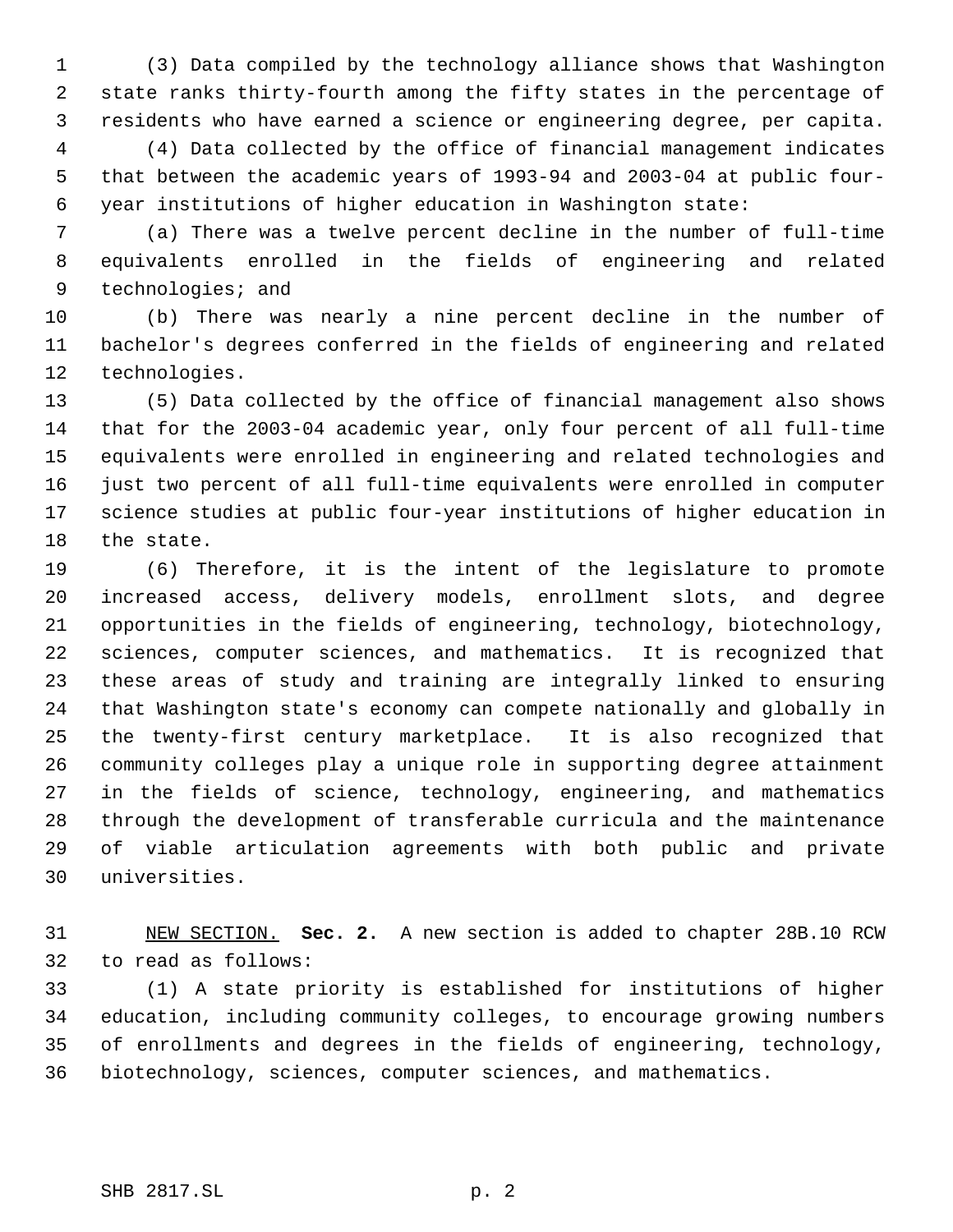(3) Data compiled by the technology alliance shows that Washington state ranks thirty-fourth among the fifty states in the percentage of residents who have earned a science or engineering degree, per capita.

(4) Data collected by the office of financial management indicates that between the academic years of 1993-94 and 2003-04 at public four-year institutions of higher education in Washington state:

(a) There was a twelve percent decline in the number of full-time equivalents enrolled in the fields of engineering and related technologies; and

(b) There was nearly a nine percent decline in the number of bachelor's degrees conferred in the fields of engineering and related technologies.

(5) Data collected by the office of financial management also shows that for the 2003-04 academic year, only four percent of all full-time equivalents were enrolled in engineering and related technologies and just two percent of all full-time equivalents were enrolled in computer science studies at public four-year institutions of higher education in the state.

(6) Therefore, it is the intent of the legislature to promote increased access, delivery models, enrollment slots, and degree opportunities in the fields of engineering, technology, biotechnology, sciences, computer sciences, and mathematics. It is recognized that these areas of study and training are integrally linked to ensuring that Washington state's economy can compete nationally and globally in the twenty-first century marketplace. It is also recognized that community colleges play a unique role in supporting degree attainment in the fields of science, technology, engineering, and mathematics through the development of transferable curricula and the maintenance of viable articulation agreements with both public and private universities.

NEW SECTION. **Sec. 2.** A new section is added to chapter 28B.10 RCW to read as follows:

(1) A state priority is established for institutions of higher education, including community colleges, to encourage growing numbers of enrollments and degrees in the fields of engineering, technology, biotechnology, sciences, computer sciences, and mathematics.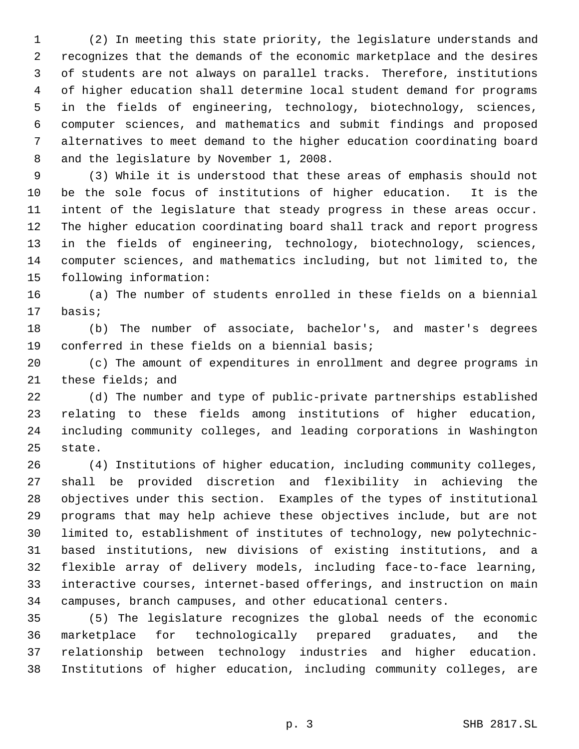(2) In meeting this state priority, the legislature understands and recognizes that the demands of the economic marketplace and the desires of students are not always on parallel tracks. Therefore, institutions of higher education shall determine local student demand for programs in the fields of engineering, technology, biotechnology, sciences, computer sciences, and mathematics and submit findings and proposed alternatives to meet demand to the higher education coordinating board and the legislature by November 1, 2008.

(3) While it is understood that these areas of emphasis should not be the sole focus of institutions of higher education. It is the intent of the legislature that steady progress in these areas occur. The higher education coordinating board shall track and report progress in the fields of engineering, technology, biotechnology, sciences, computer sciences, and mathematics including, but not limited to, the following information:

(a) The number of students enrolled in these fields on a biennial basis;

(b) The number of associate, bachelor's, and master's degrees conferred in these fields on a biennial basis;

(c) The amount of expenditures in enrollment and degree programs in these fields; and

(d) The number and type of public-private partnerships established relating to these fields among institutions of higher education, including community colleges, and leading corporations in Washington state.

(4) Institutions of higher education, including community colleges, shall be provided discretion and flexibility in achieving the objectives under this section. Examples of the types of institutional programs that may help achieve these objectives include, but are not limited to, establishment of institutes of technology, new polytechnic-based institutions, new divisions of existing institutions, and a flexible array of delivery models, including face-to-face learning, interactive courses, internet-based offerings, and instruction on main campuses, branch campuses, and other educational centers.

(5) The legislature recognizes the global needs of the economic marketplace for technologically prepared graduates, and the relationship between technology industries and higher education. Institutions of higher education, including community colleges, are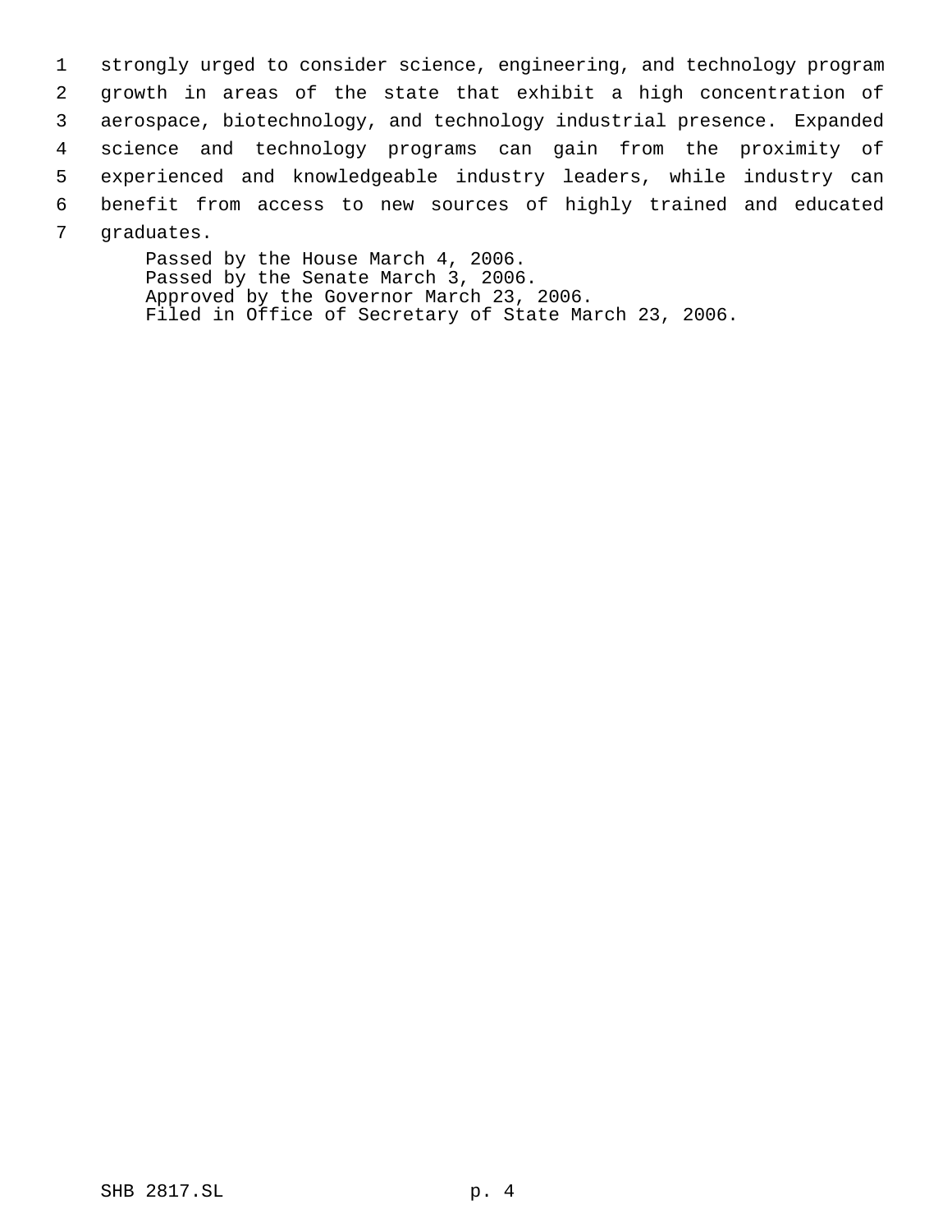strongly urged to consider science, engineering, and technology program growth in areas of the state that exhibit a high concentration of aerospace, biotechnology, and technology industrial presence. Expanded science and technology programs can gain from the proximity of experienced and knowledgeable industry leaders, while industry can benefit from access to new sources of highly trained and educated graduates.

Passed by the House March 4, 2006.
Passed by the Senate March 3, 2006.
Approved by the Governor March 23, 2006.
Filed in Office of Secretary of State March 23, 2006.